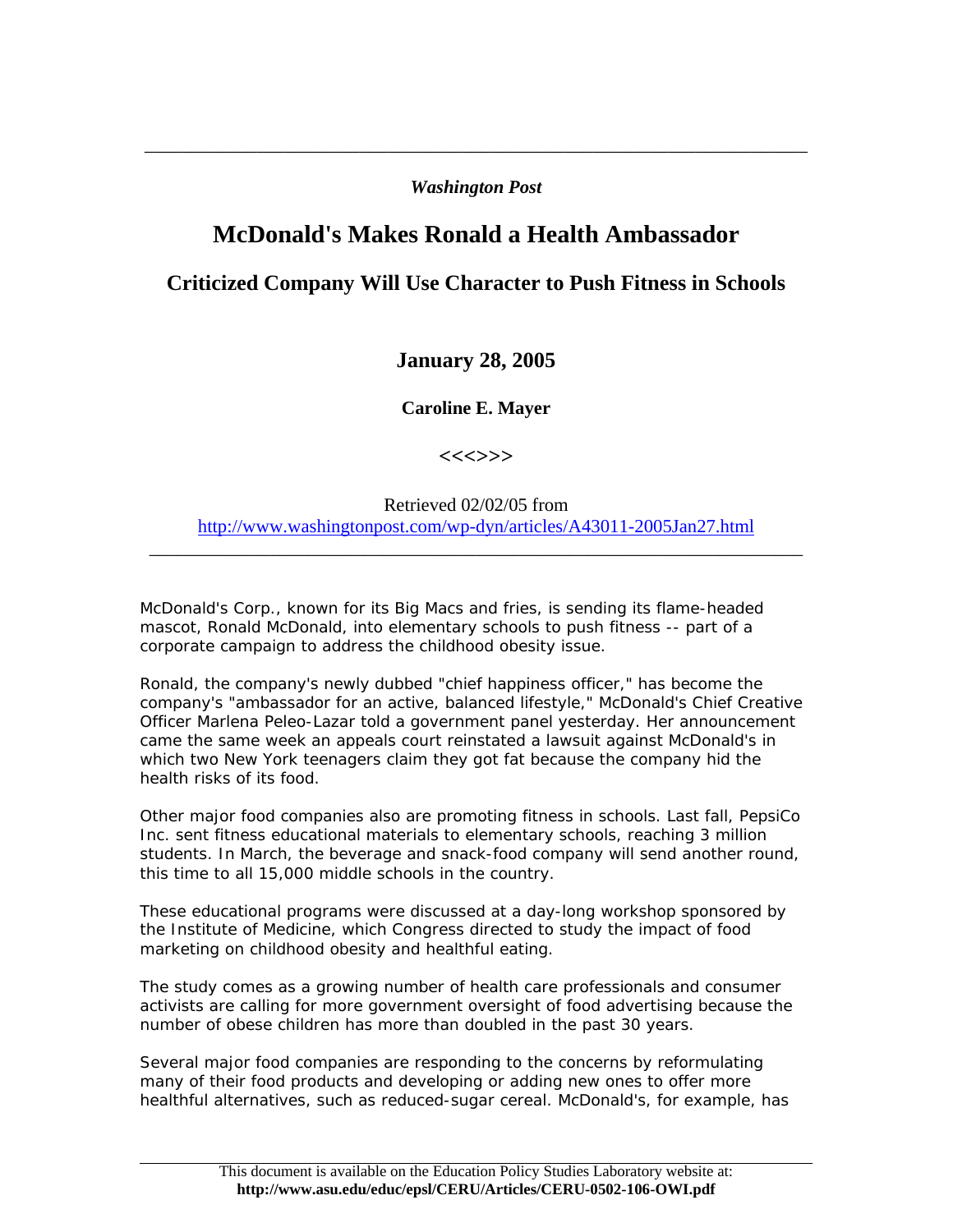*Washington Post*

# McDonald's Makes Ronald a Health Ambassador

## Criticized Company Will Use Character to Push Fitness in Schools

### January 28, 2005

**Caroline E. Mayer**

**<<<>>>**

Retrieved 02/02/05 from
http://www.washingtonpost.com/wp-dyn/articles/A43011-2005Jan27.html

McDonald's Corp., known for its Big Macs and fries, is sending its flame-headed mascot, Ronald McDonald, into elementary schools to push fitness -- part of a corporate campaign to address the childhood obesity issue.

Ronald, the company's newly dubbed "chief happiness officer," has become the company's "ambassador for an active, balanced lifestyle," McDonald's Chief Creative Officer Marlena Peleo-Lazar told a government panel yesterday. Her announcement came the same week an appeals court reinstated a lawsuit against McDonald's in which two New York teenagers claim they got fat because the company hid the health risks of its food.

Other major food companies also are promoting fitness in schools. Last fall, PepsiCo Inc. sent fitness educational materials to elementary schools, reaching 3 million students. In March, the beverage and snack-food company will send another round, this time to all 15,000 middle schools in the country.

These educational programs were discussed at a day-long workshop sponsored by the Institute of Medicine, which Congress directed to study the impact of food marketing on childhood obesity and healthful eating.

The study comes as a growing number of health care professionals and consumer activists are calling for more government oversight of food advertising because the number of obese children has more than doubled in the past 30 years.

Several major food companies are responding to the concerns by reformulating many of their food products and developing or adding new ones to offer more healthful alternatives, such as reduced-sugar cereal. McDonald's, for example, has

This document is available on the Education Policy Studies Laboratory website at:
**http://www.asu.edu/educ/epsl/CERU/Articles/CERU-0502-106-OWI.pdf**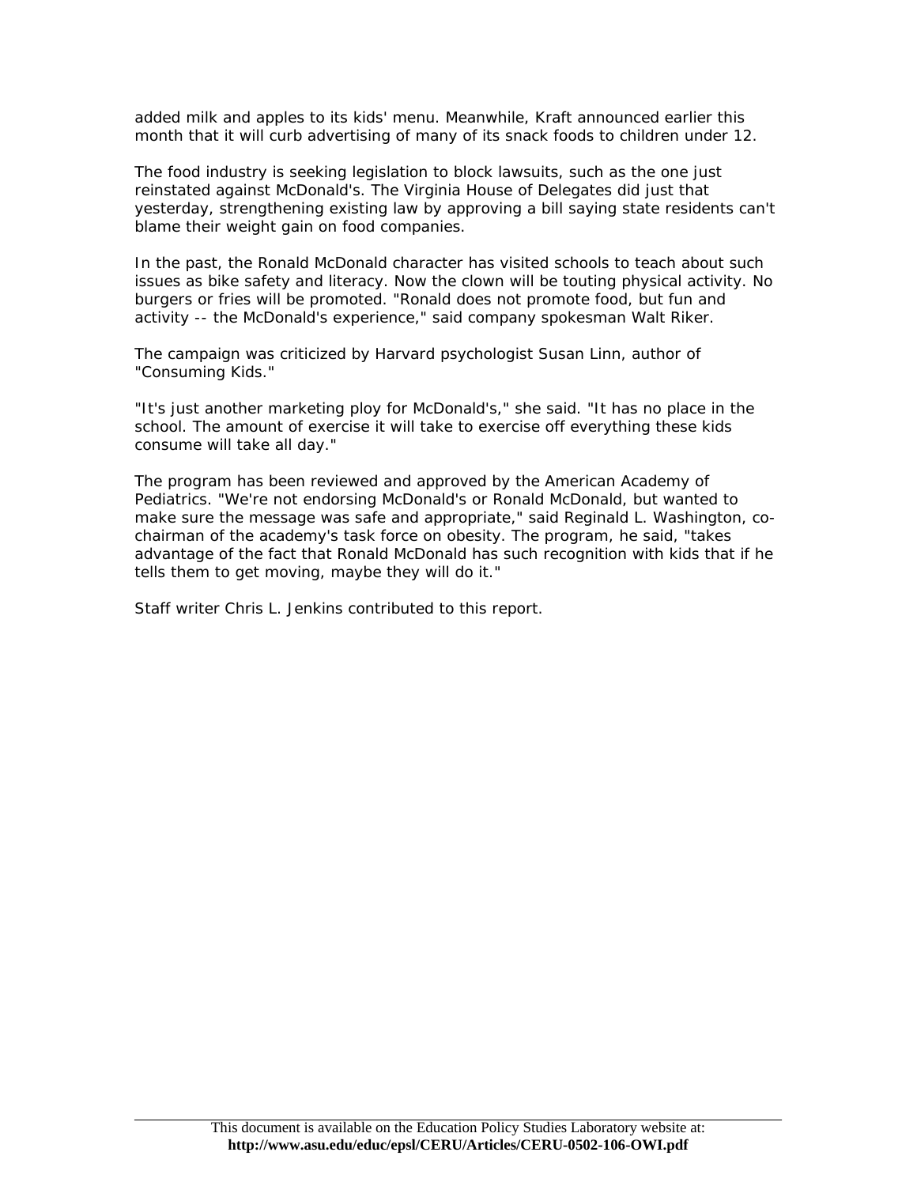added milk and apples to its kids' menu. Meanwhile, Kraft announced earlier this month that it will curb advertising of many of its snack foods to children under 12.

The food industry is seeking legislation to block lawsuits, such as the one just reinstated against McDonald's. The Virginia House of Delegates did just that yesterday, strengthening existing law by approving a bill saying state residents can't blame their weight gain on food companies.

In the past, the Ronald McDonald character has visited schools to teach about such issues as bike safety and literacy. Now the clown will be touting physical activity. No burgers or fries will be promoted. "Ronald does not promote food, but fun and activity -- the McDonald's experience," said company spokesman Walt Riker.

The campaign was criticized by Harvard psychologist Susan Linn, author of "Consuming Kids."

"It's just another marketing ploy for McDonald's," she said. "It has no place in the school. The amount of exercise it will take to exercise off everything these kids consume will take all day."

The program has been reviewed and approved by the American Academy of Pediatrics. "We're not endorsing McDonald's or Ronald McDonald, but wanted to make sure the message was safe and appropriate," said Reginald L. Washington, co-chairman of the academy's task force on obesity. The program, he said, "takes advantage of the fact that Ronald McDonald has such recognition with kids that if he tells them to get moving, maybe they will do it."

Staff writer Chris L. Jenkins contributed to this report.